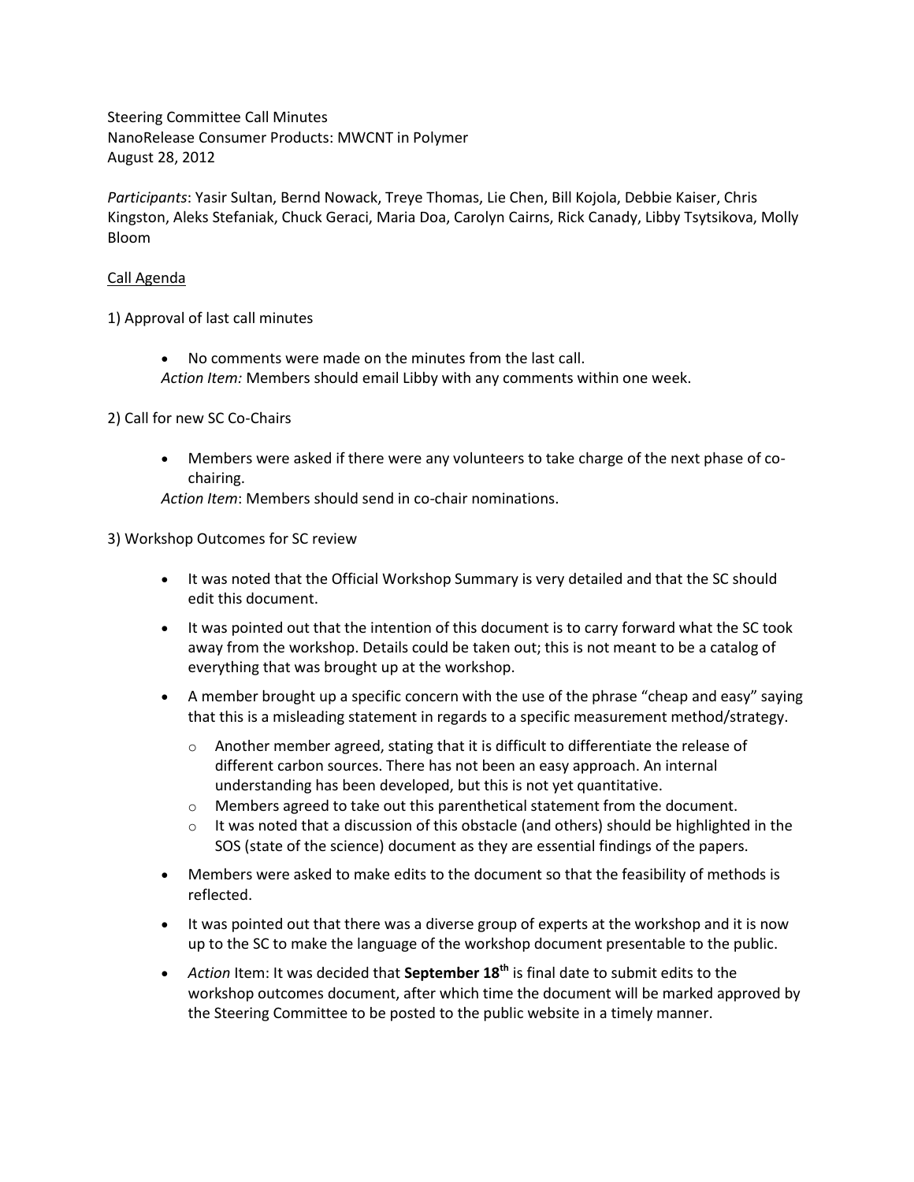Steering Committee Call Minutes
NanoRelease Consumer Products: MWCNT in Polymer
August 28, 2012

*Participants*: Yasir Sultan, Bernd Nowack, Treye Thomas, Lie Chen, Bill Kojola, Debbie Kaiser, Chris Kingston, Aleks Stefaniak, Chuck Geraci, Maria Doa, Carolyn Cairns, Rick Canady, Libby Tsytsikova, Molly Bloom

<u>Call Agenda</u>

1) Approval of last call minutes

- No comments were made on the minutes from the last call.

*Action Item:* Members should email Libby with any comments within one week.

2) Call for new SC Co-Chairs

- Members were asked if there were any volunteers to take charge of the next phase of co-chairing.

*Action Item*: Members should send in co-chair nominations.

3) Workshop Outcomes for SC review

- It was noted that the Official Workshop Summary is very detailed and that the SC should edit this document.
- It was pointed out that the intention of this document is to carry forward what the SC took away from the workshop. Details could be taken out; this is not meant to be a catalog of everything that was brought up at the workshop.
- A member brought up a specific concern with the use of the phrase "cheap and easy" saying that this is a misleading statement in regards to a specific measurement method/strategy.
    - Another member agreed, stating that it is difficult to differentiate the release of different carbon sources. There has not been an easy approach. An internal understanding has been developed, but this is not yet quantitative.
    - Members agreed to take out this parenthetical statement from the document.
    - It was noted that a discussion of this obstacle (and others) should be highlighted in the SOS (state of the science) document as they are essential findings of the papers.
- Members were asked to make edits to the document so that the feasibility of methods is reflected.
- It was pointed out that there was a diverse group of experts at the workshop and it is now up to the SC to make the language of the workshop document presentable to the public.
- *Action* Item: It was decided that **September 18th** is final date to submit edits to the workshop outcomes document, after which time the document will be marked approved by the Steering Committee to be posted to the public website in a timely manner.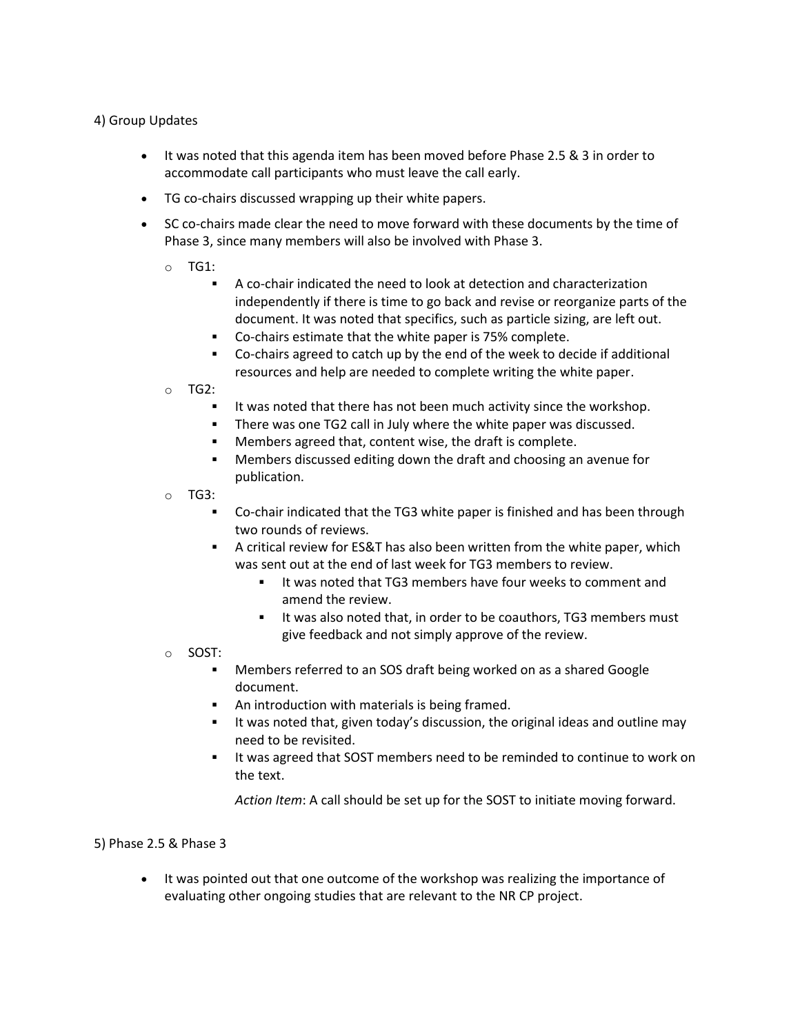4) Group Updates

- It was noted that this agenda item has been moved before Phase 2.5 & 3 in order to accommodate call participants who must leave the call early.
- TG co-chairs discussed wrapping up their white papers.
- SC co-chairs made clear the need to move forward with these documents by the time of Phase 3, since many members will also be involved with Phase 3.
  - TG1:
    - A co-chair indicated the need to look at detection and characterization independently if there is time to go back and revise or reorganize parts of the document. It was noted that specifics, such as particle sizing, are left out.
    - Co-chairs estimate that the white paper is 75% complete.
    - Co-chairs agreed to catch up by the end of the week to decide if additional resources and help are needed to complete writing the white paper.
  - TG2:
    - It was noted that there has not been much activity since the workshop.
    - There was one TG2 call in July where the white paper was discussed.
    - Members agreed that, content wise, the draft is complete.
    - Members discussed editing down the draft and choosing an avenue for publication.
  - TG3:
    - Co-chair indicated that the TG3 white paper is finished and has been through two rounds of reviews.
    - A critical review for ES&T has also been written from the white paper, which was sent out at the end of last week for TG3 members to review.
      - It was noted that TG3 members have four weeks to comment and amend the review.
      - It was also noted that, in order to be coauthors, TG3 members must give feedback and not simply approve of the review.
  - SOST:
    - Members referred to an SOS draft being worked on as a shared Google document.
    - An introduction with materials is being framed.
    - It was noted that, given today's discussion, the original ideas and outline may need to be revisited.
    - It was agreed that SOST members need to be reminded to continue to work on the text.

      *Action Item*: A call should be set up for the SOST to initiate moving forward.

5) Phase 2.5 & Phase 3

- It was pointed out that one outcome of the workshop was realizing the importance of evaluating other ongoing studies that are relevant to the NR CP project.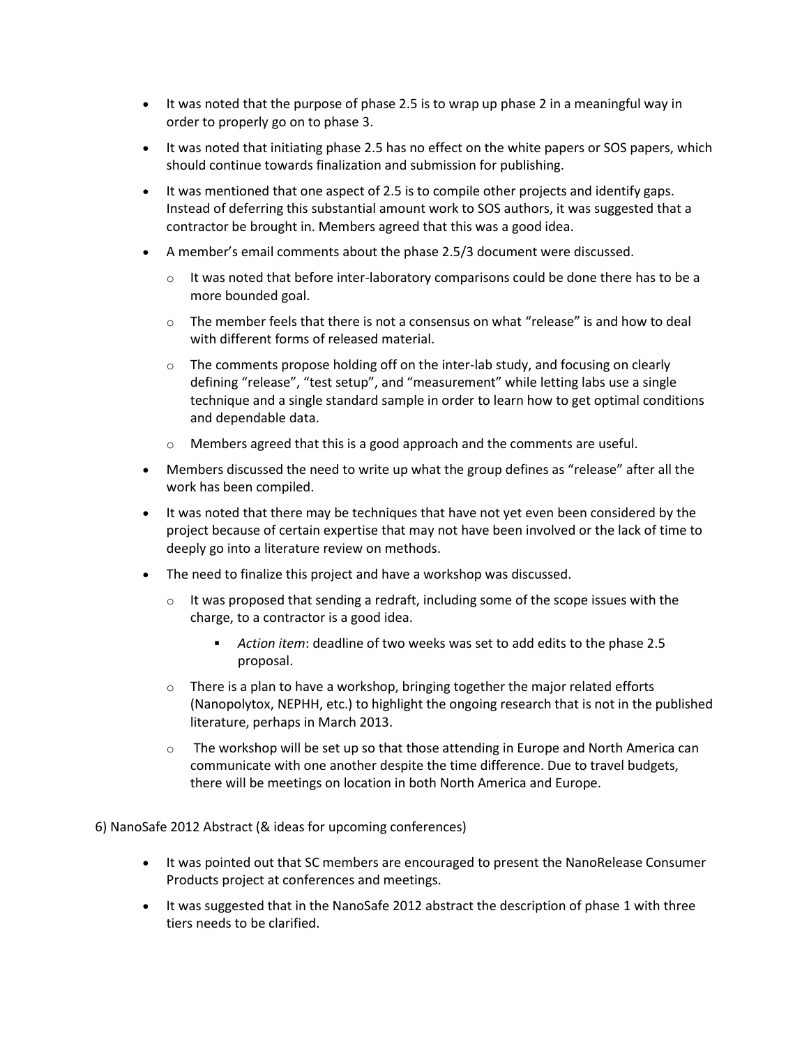- It was noted that the purpose of phase 2.5 is to wrap up phase 2 in a meaningful way in order to properly go on to phase 3.
- It was noted that initiating phase 2.5 has no effect on the white papers or SOS papers, which should continue towards finalization and submission for publishing.
- It was mentioned that one aspect of 2.5 is to compile other projects and identify gaps. Instead of deferring this substantial amount work to SOS authors, it was suggested that a contractor be brought in. Members agreed that this was a good idea.
- A member's email comments about the phase 2.5/3 document were discussed.
  - It was noted that before inter-laboratory comparisons could be done there has to be a more bounded goal.
  - The member feels that there is not a consensus on what "release" is and how to deal with different forms of released material.
  - The comments propose holding off on the inter-lab study, and focusing on clearly defining "release", "test setup", and "measurement" while letting labs use a single technique and a single standard sample in order to learn how to get optimal conditions and dependable data.
  - Members agreed that this is a good approach and the comments are useful.
- Members discussed the need to write up what the group defines as "release" after all the work has been compiled.
- It was noted that there may be techniques that have not yet even been considered by the project because of certain expertise that may not have been involved or the lack of time to deeply go into a literature review on methods.
- The need to finalize this project and have a workshop was discussed.
  - It was proposed that sending a redraft, including some of the scope issues with the charge, to a contractor is a good idea.
    - *Action item*: deadline of two weeks was set to add edits to the phase 2.5 proposal.
  - There is a plan to have a workshop, bringing together the major related efforts (Nanopolytox, NEPHH, etc.) to highlight the ongoing research that is not in the published literature, perhaps in March 2013.
  - The workshop will be set up so that those attending in Europe and North America can communicate with one another despite the time difference. Due to travel budgets, there will be meetings on location in both North America and Europe.

6) NanoSafe 2012 Abstract (& ideas for upcoming conferences)

- It was pointed out that SC members are encouraged to present the NanoRelease Consumer Products project at conferences and meetings.
- It was suggested that in the NanoSafe 2012 abstract the description of phase 1 with three tiers needs to be clarified.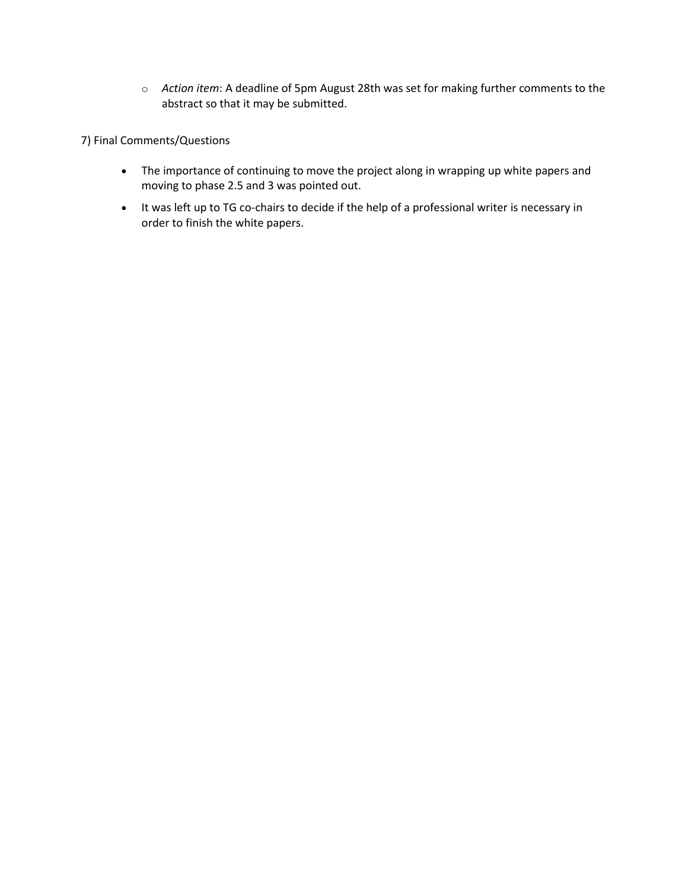- *Action item*: A deadline of 5pm August 28th was set for making further comments to the abstract so that it may be submitted.

7) Final Comments/Questions

- The importance of continuing to move the project along in wrapping up white papers and moving to phase 2.5 and 3 was pointed out.
- It was left up to TG co-chairs to decide if the help of a professional writer is necessary in order to finish the white papers.